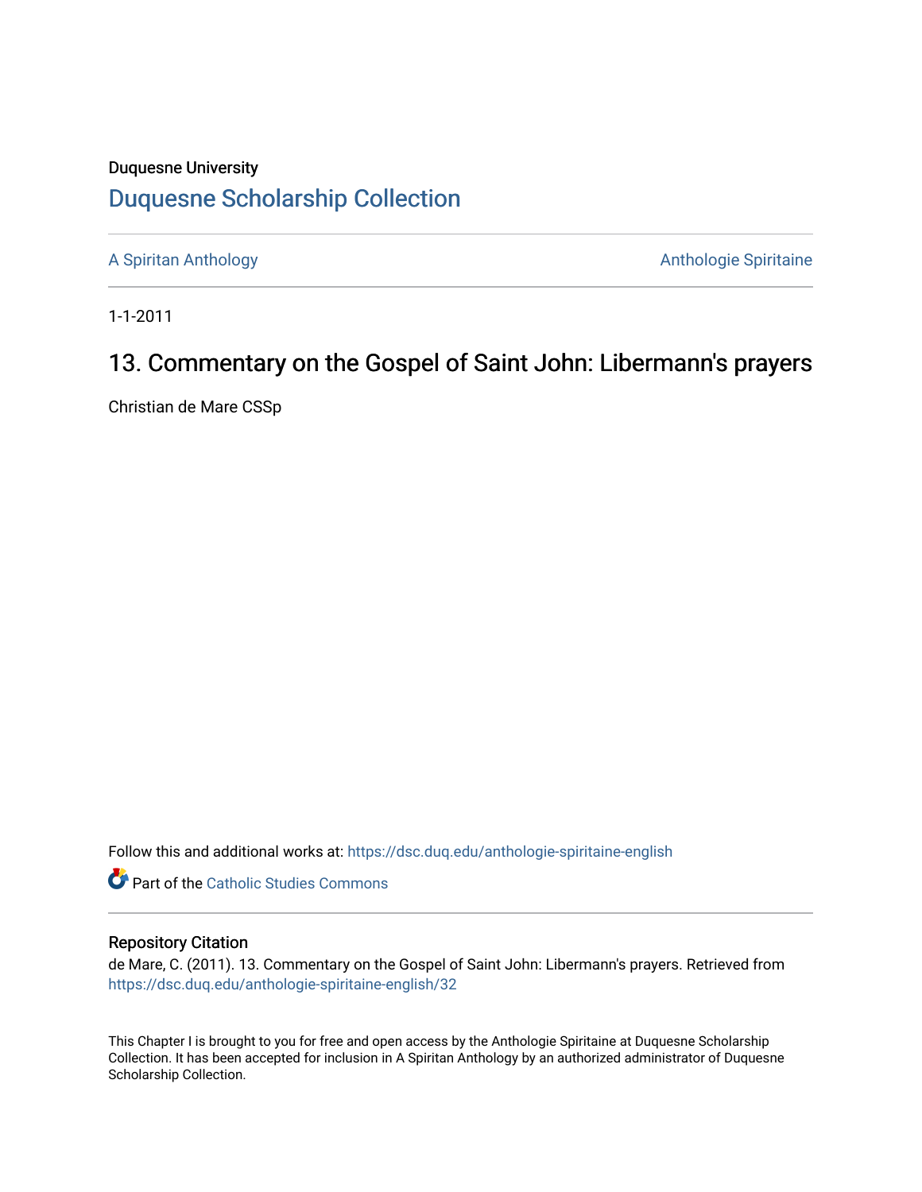Duquesne University

# Duquesne Scholarship Collection

A Spiritan Anthology

Anthologie Spiritaine

1-1-2011

## 13. Commentary on the Gospel of Saint John: Libermann's prayers

Christian de Mare CSSp

Follow this and additional works at: https://dsc.duq.edu/anthologie-spiritaine-english

Part of the Catholic Studies Commons

### Repository Citation

de Mare, C. (2011). 13. Commentary on the Gospel of Saint John: Libermann's prayers. Retrieved from https://dsc.duq.edu/anthologie-spiritaine-english/32

This Chapter I is brought to you for free and open access by the Anthologie Spiritaine at Duquesne Scholarship Collection. It has been accepted for inclusion in A Spiritan Anthology by an authorized administrator of Duquesne Scholarship Collection.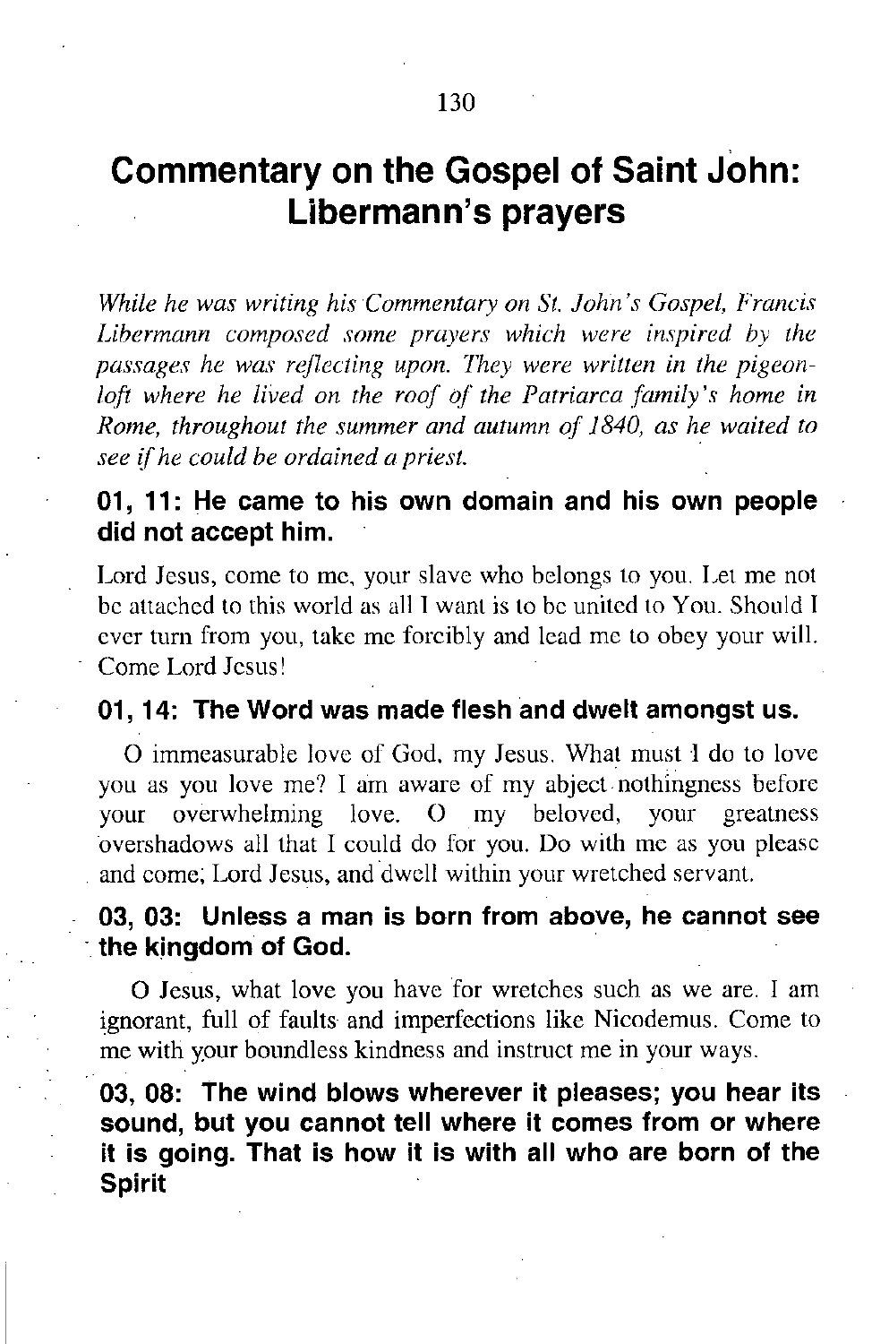# Commentary on the Gospel of Saint John: Libermann's prayers

*While he was writing his Commentary on St. John's Gospel, Francis Libermann composed some prayers which were inspired by the passages he was reflecting upon. They were written in the pigeon-loft where he lived on the roof of the Patriarca family's home in Rome, throughout the summer and autumn of 1840, as he waited to see if he could be ordained a priest.*

### 01, 11: He came to his own domain and his own people did not accept him.

Lord Jesus, come to me, your slave who belongs to you. Let me not be attached to this world as all I want is to be united to You. Should I ever turn from you, take me forcibly and lead me to obey your will. Come Lord Jesus!

### 01, 14: The Word was made flesh and dwelt amongst us.

O immeasurable love of God, my Jesus. What must I do to love you as you love me? I am aware of my abject nothingness before your overwhelming love. O my beloved, your greatness overshadows all that I could do for you. Do with me as you please and come, Lord Jesus, and dwell within your wretched servant.

### 03, 03: Unless a man is born from above, he cannot see the kingdom of God.

O Jesus, what love you have for wretches such as we are. I am ignorant, full of faults and imperfections like Nicodemus. Come to me with your boundless kindness and instruct me in your ways.

### 03, 08: The wind blows wherever it pleases; you hear its sound, but you cannot tell where it comes from or where it is going. That is how it is with all who are born of the Spirit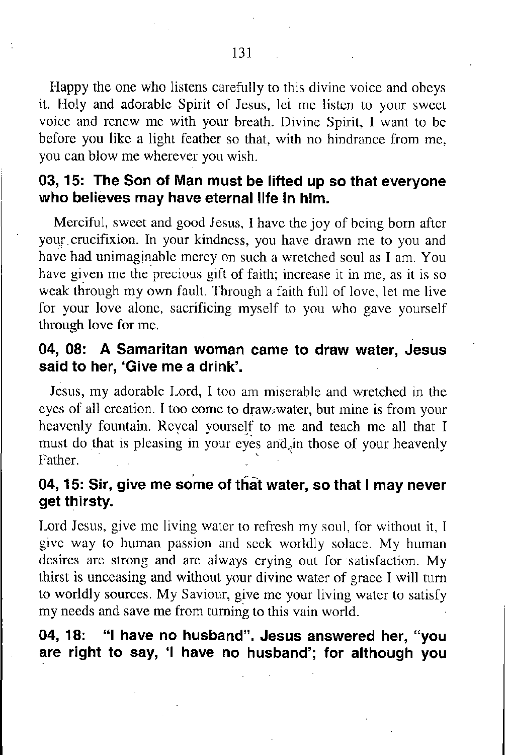Happy the one who listens carefully to this divine voice and obeys it. Holy and adorable Spirit of Jesus, let me listen to your sweet voice and renew me with your breath. Divine Spirit, I want to be before you like a light feather so that, with no hindrance from me, you can blow me wherever you wish.

### 03, 15: The Son of Man must be lifted up so that everyone who believes may have eternal life in him.

Merciful, sweet and good Jesus, I have the joy of being born after your crucifixion. In your kindness, you have drawn me to you and have had unimaginable mercy on such a wretched soul as I am. You have given me the precious gift of faith; increase it in me, as it is so weak through my own fault. Through a faith full of love, let me live for your love alone, sacrificing myself to you who gave yourself through love for me.

### 04, 08: A Samaritan woman came to draw water, Jesus said to her, 'Give me a drink'.

Jesus, my adorable Lord, I too am miserable and wretched in the eyes of all creation. I too come to draw water, but mine is from your heavenly fountain. Reveal yourself to me and teach me all that I must do that is pleasing in your eyes and in those of your heavenly Father.

### 04, 15: Sir, give me some of that water, so that I may never get thirsty.

Lord Jesus, give me living water to refresh my soul, for without it, I give way to human passion and seek worldly solace. My human desires are strong and are always crying out for satisfaction. My thirst is unceasing and without your divine water of grace I will turn to worldly sources. My Saviour, give me your living water to satisfy my needs and save me from turning to this vain world.

### 04, 18: "I have no husband". Jesus answered her, "you are right to say, 'I have no husband'; for although you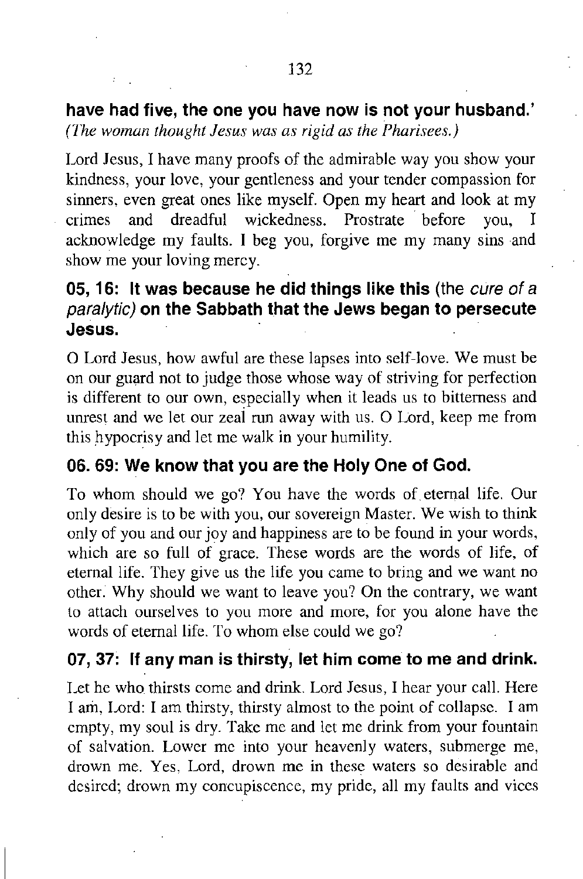**have had five, the one you have now is not your husband.'**
*(The woman thought Jesus was as rigid as the Pharisees.)*

Lord Jesus, I have many proofs of the admirable way you show your kindness, your love, your gentleness and your tender compassion for sinners, even great ones like myself. Open my heart and look at my crimes and dreadful wickedness. Prostrate before you, I acknowledge my faults. I beg you, forgive me my many sins and show me your loving mercy.

### 05, 16: It was because he did things like this (the *cure of a paralytic*) on the Sabbath that the Jews began to persecute Jesus.

O Lord Jesus, how awful are these lapses into self-love. We must be on our guard not to judge those whose way of striving for perfection is different to our own, especially when it leads us to bitterness and unrest and we let our zeal run away with us. O Lord, keep me from this hypocrisy and let me walk in your humility.

### 06. 69: We know that you are the Holy One of God.

To whom should we go? You have the words of eternal life. Our only desire is to be with you, our sovereign Master. We wish to think only of you and our joy and happiness are to be found in your words, which are so full of grace. These words are the words of life, of eternal life. They give us the life you came to bring and we want no other. Why should we want to leave you? On the contrary, we want to attach ourselves to you more and more, for you alone have the words of eternal life. To whom else could we go?

### 07, 37: If any man is thirsty, let him come to me and drink.

Let he who thirsts come and drink. Lord Jesus, I hear your call. Here I am, Lord: I am thirsty, thirsty almost to the point of collapse. I am empty, my soul is dry. Take me and let me drink from your fountain of salvation. Lower me into your heavenly waters, submerge me, drown me. Yes, Lord, drown me in these waters so desirable and desired; drown my concupiscence, my pride, all my faults and vices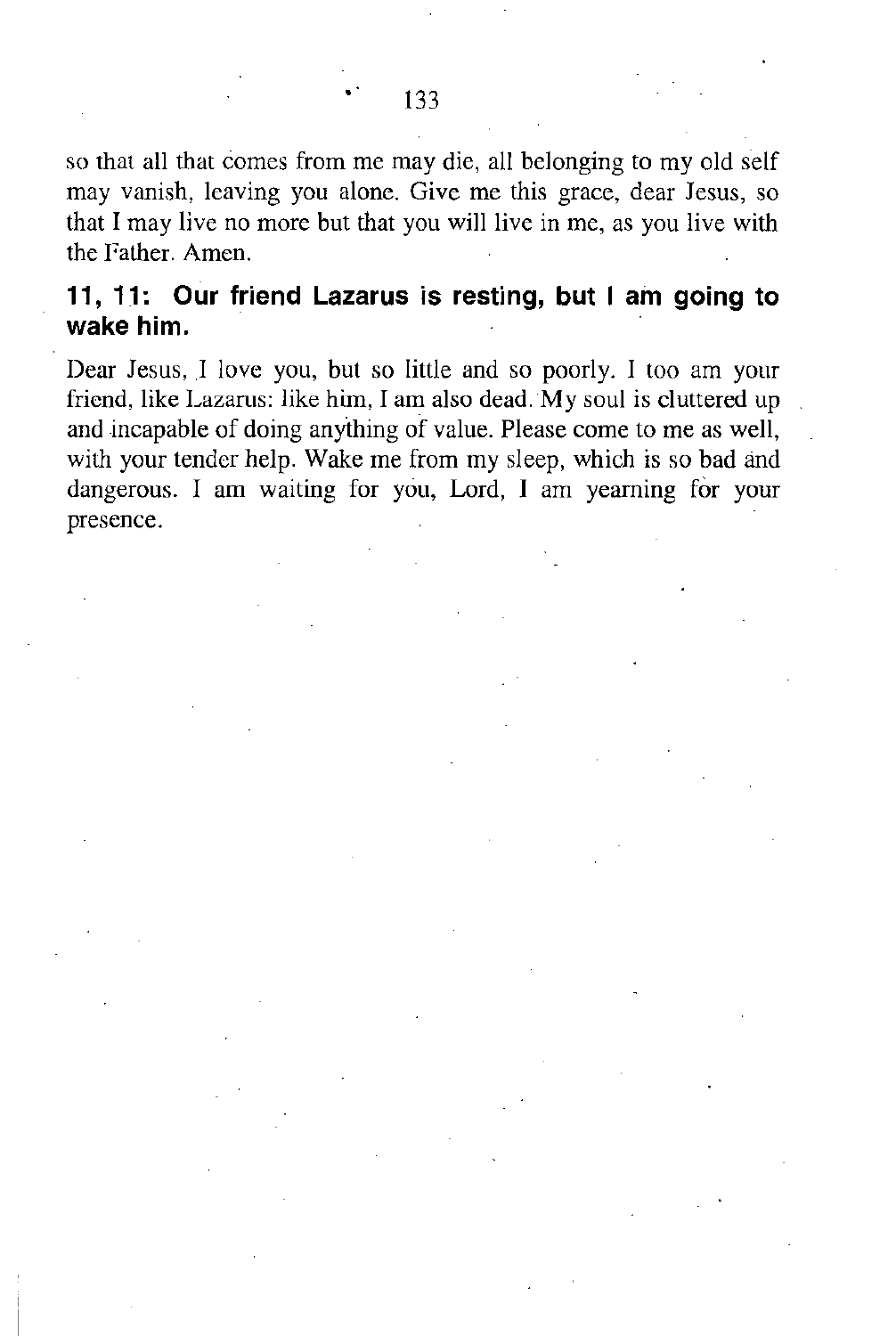so that all that comes from me may die, all belonging to my old self may vanish, leaving you alone. Give me this grace, dear Jesus, so that I may live no more but that you will live in me, as you live with the Father. Amen.

### 11, 11: Our friend Lazarus is resting, but I am going to wake him.

Dear Jesus, I love you, but so little and so poorly. I too am your friend, like Lazarus: like him, I am also dead. My soul is cluttered up and incapable of doing anything of value. Please come to me as well, with your tender help. Wake me from my sleep, which is so bad and dangerous. I am waiting for you, Lord, I am yearning for your presence.